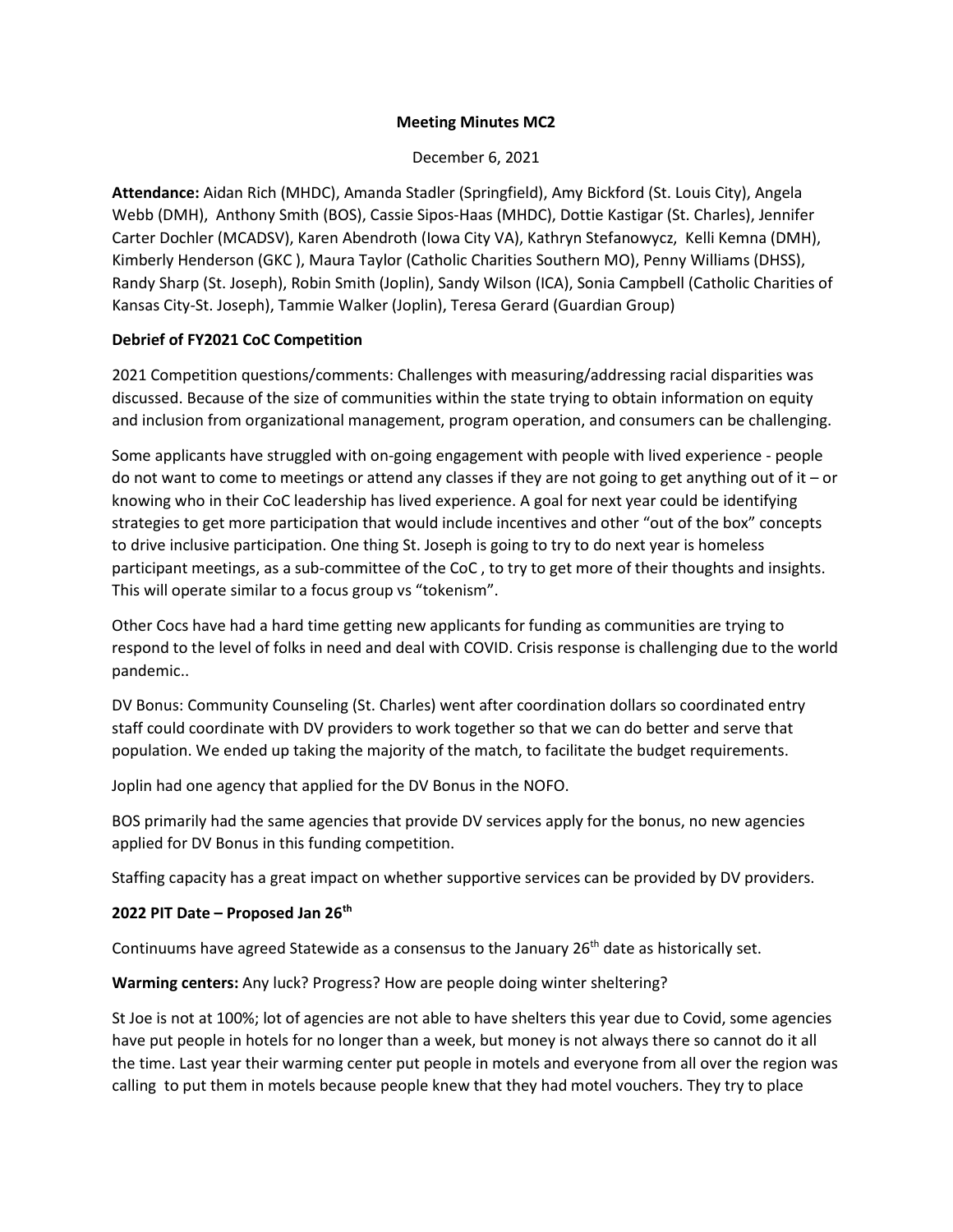**Meeting Minutes MC2**

December 6, 2021

**Attendance:** Aidan Rich (MHDC), Amanda Stadler (Springfield), Amy Bickford (St. Louis City), Angela Webb (DMH), Anthony Smith (BOS), Cassie Sipos-Haas (MHDC), Dottie Kastigar (St. Charles), Jennifer Carter Dochler (MCADSV), Karen Abendroth (Iowa City VA), Kathryn Stefanowycz, Kelli Kemna (DMH), Kimberly Henderson (GKC ), Maura Taylor (Catholic Charities Southern MO), Penny Williams (DHSS), Randy Sharp (St. Joseph), Robin Smith (Joplin), Sandy Wilson (ICA), Sonia Campbell (Catholic Charities of Kansas City-St. Joseph), Tammie Walker (Joplin), Teresa Gerard (Guardian Group)

**Debrief of FY2021 CoC Competition**

2021 Competition questions/comments: Challenges with measuring/addressing racial disparities was discussed. Because of the size of communities within the state trying to obtain information on equity and inclusion from organizational management, program operation, and consumers can be challenging.

Some applicants have struggled with on-going engagement with people with lived experience - people do not want to come to meetings or attend any classes if they are not going to get anything out of it – or knowing who in their CoC leadership has lived experience. A goal for next year could be identifying strategies to get more participation that would include incentives and other "out of the box" concepts to drive inclusive participation. One thing St. Joseph is going to try to do next year is homeless participant meetings, as a sub-committee of the CoC , to try to get more of their thoughts and insights. This will operate similar to a focus group vs "tokenism".

Other Cocs have had a hard time getting new applicants for funding as communities are trying to respond to the level of folks in need and deal with COVID. Crisis response is challenging due to the world pandemic..

DV Bonus: Community Counseling (St. Charles) went after coordination dollars so coordinated entry staff could coordinate with DV providers to work together so that we can do better and serve that population. We ended up taking the majority of the match, to facilitate the budget requirements.

Joplin had one agency that applied for the DV Bonus in the NOFO.

BOS primarily had the same agencies that provide DV services apply for the bonus, no new agencies applied for DV Bonus in this funding competition.

Staffing capacity has a great impact on whether supportive services can be provided by DV providers.

**2022 PIT Date – Proposed Jan 26th**

Continuums have agreed Statewide as a consensus to the January 26th date as historically set.

**Warming centers:** Any luck? Progress? How are people doing winter sheltering?

St Joe is not at 100%; lot of agencies are not able to have shelters this year due to Covid, some agencies have put people in hotels for no longer than a week, but money is not always there so cannot do it all the time. Last year their warming center put people in motels and everyone from all over the region was calling to put them in motels because people knew that they had motel vouchers. They try to place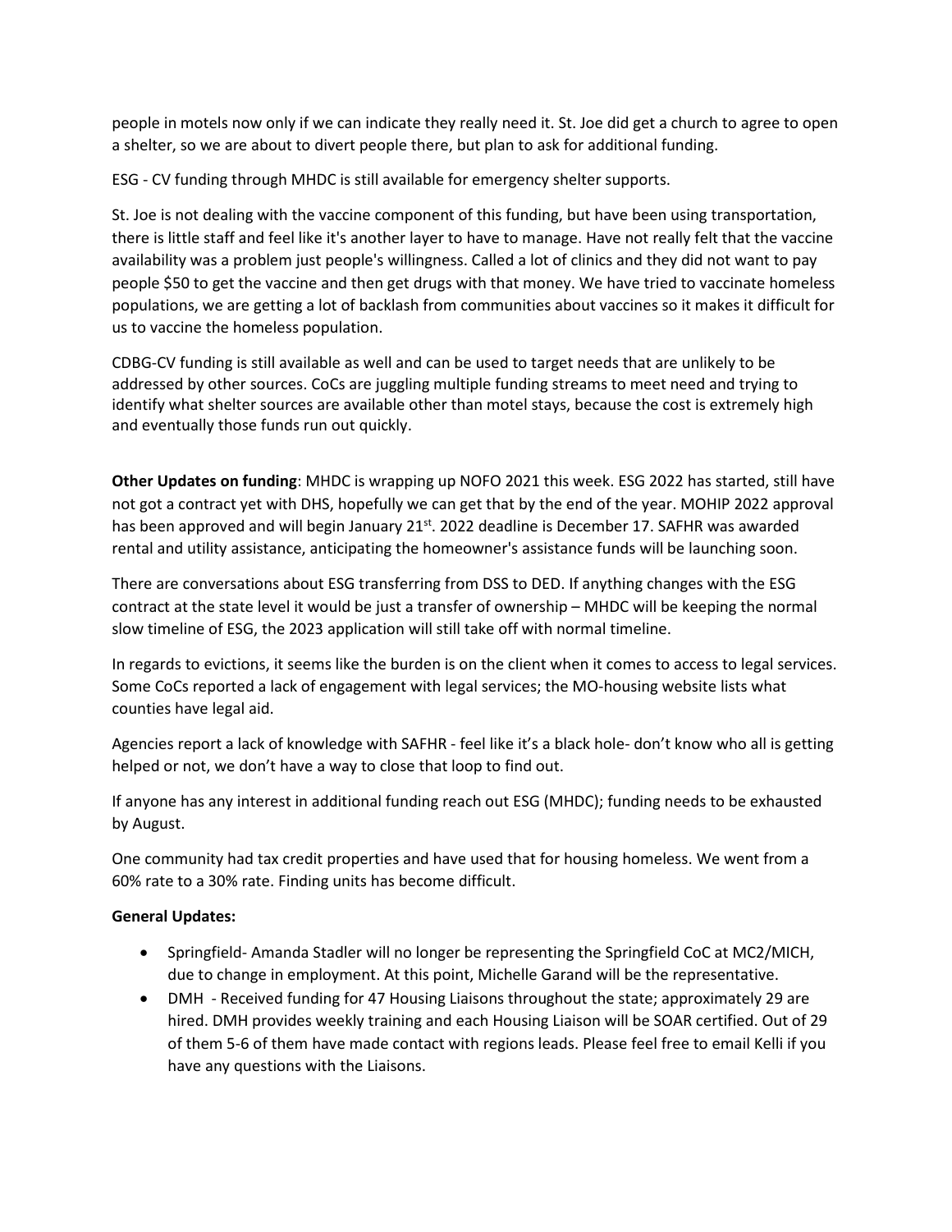people in motels now only if we can indicate they really need it. St. Joe did get a church to agree to open a shelter, so we are about to divert people there, but plan to ask for additional funding.

ESG - CV funding through MHDC is still available for emergency shelter supports.

St. Joe is not dealing with the vaccine component of this funding, but have been using transportation, there is little staff and feel like it's another layer to have to manage. Have not really felt that the vaccine availability was a problem just people's willingness. Called a lot of clinics and they did not want to pay people $50 to get the vaccine and then get drugs with that money. We have tried to vaccinate homeless populations, we are getting a lot of backlash from communities about vaccines so it makes it difficult for us to vaccine the homeless population.

CDBG-CV funding is still available as well and can be used to target needs that are unlikely to be addressed by other sources. CoCs are juggling multiple funding streams to meet need and trying to identify what shelter sources are available other than motel stays, because the cost is extremely high and eventually those funds run out quickly.

**Other Updates on funding**: MHDC is wrapping up NOFO 2021 this week. ESG 2022 has started, still have not got a contract yet with DHS, hopefully we can get that by the end of the year. MOHIP 2022 approval has been approved and will begin January 21st. 2022 deadline is December 17. SAFHR was awarded rental and utility assistance, anticipating the homeowner's assistance funds will be launching soon.

There are conversations about ESG transferring from DSS to DED. If anything changes with the ESG contract at the state level it would be just a transfer of ownership – MHDC will be keeping the normal slow timeline of ESG, the 2023 application will still take off with normal timeline.

In regards to evictions, it seems like the burden is on the client when it comes to access to legal services. Some CoCs reported a lack of engagement with legal services; the MO-housing website lists what counties have legal aid.

Agencies report a lack of knowledge with SAFHR - feel like it's a black hole- don't know who all is getting helped or not, we don't have a way to close that loop to find out.

If anyone has any interest in additional funding reach out ESG (MHDC); funding needs to be exhausted by August.

One community had tax credit properties and have used that for housing homeless. We went from a 60% rate to a 30% rate. Finding units has become difficult.

**General Updates:**

- Springfield- Amanda Stadler will no longer be representing the Springfield CoC at MC2/MICH, due to change in employment. At this point, Michelle Garand will be the representative.
- DMH - Received funding for 47 Housing Liaisons throughout the state; approximately 29 are hired. DMH provides weekly training and each Housing Liaison will be SOAR certified. Out of 29 of them 5-6 of them have made contact with regions leads. Please feel free to email Kelli if you have any questions with the Liaisons.